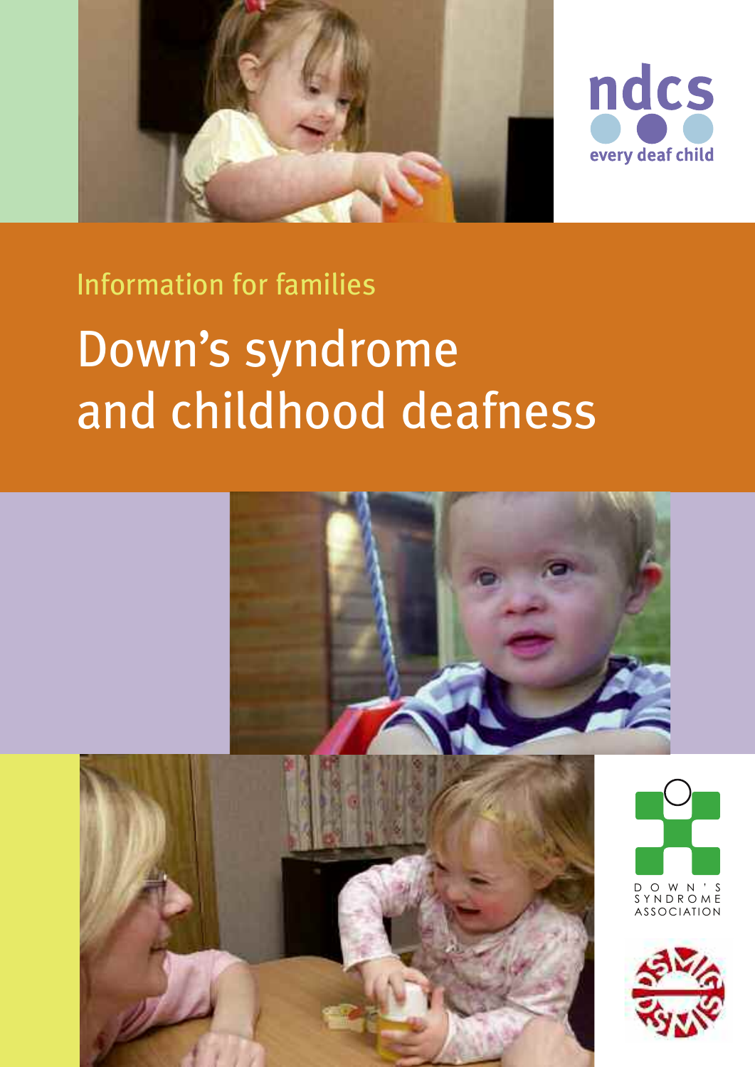ndcs

every deaf child

Information for families

# Down's syndrome and childhood deafness

DOWN'S SYNDROME ASSOCIATION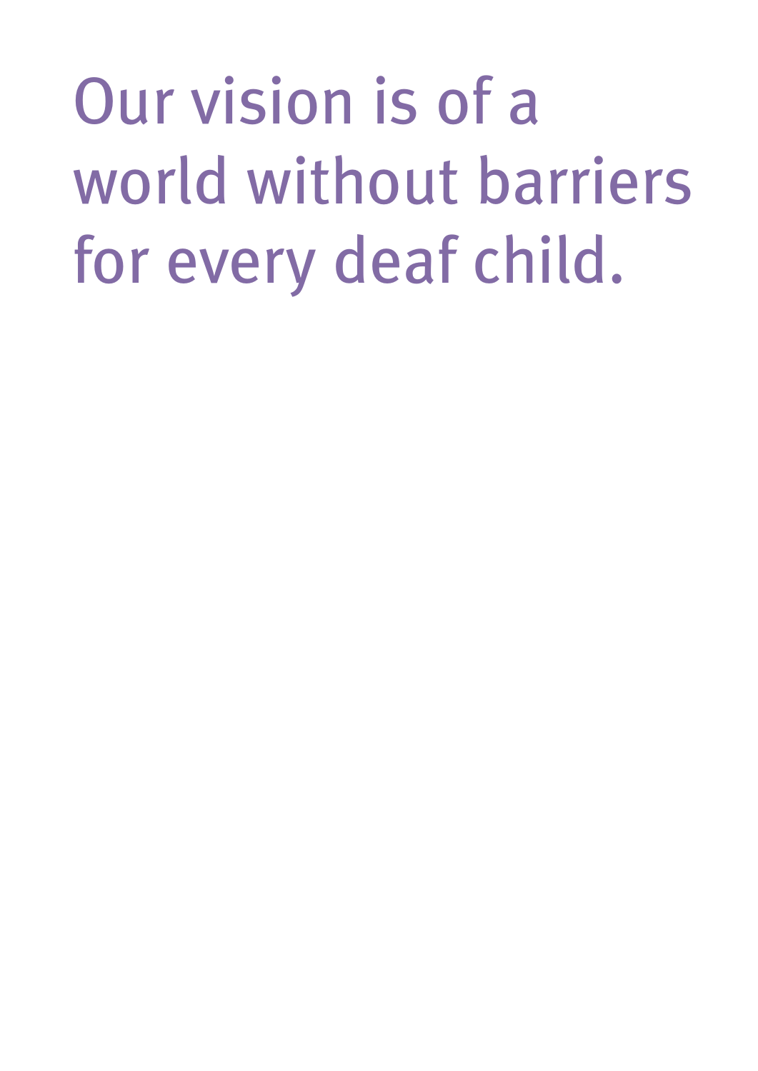# Our vision is of a world without barriers for every deaf child.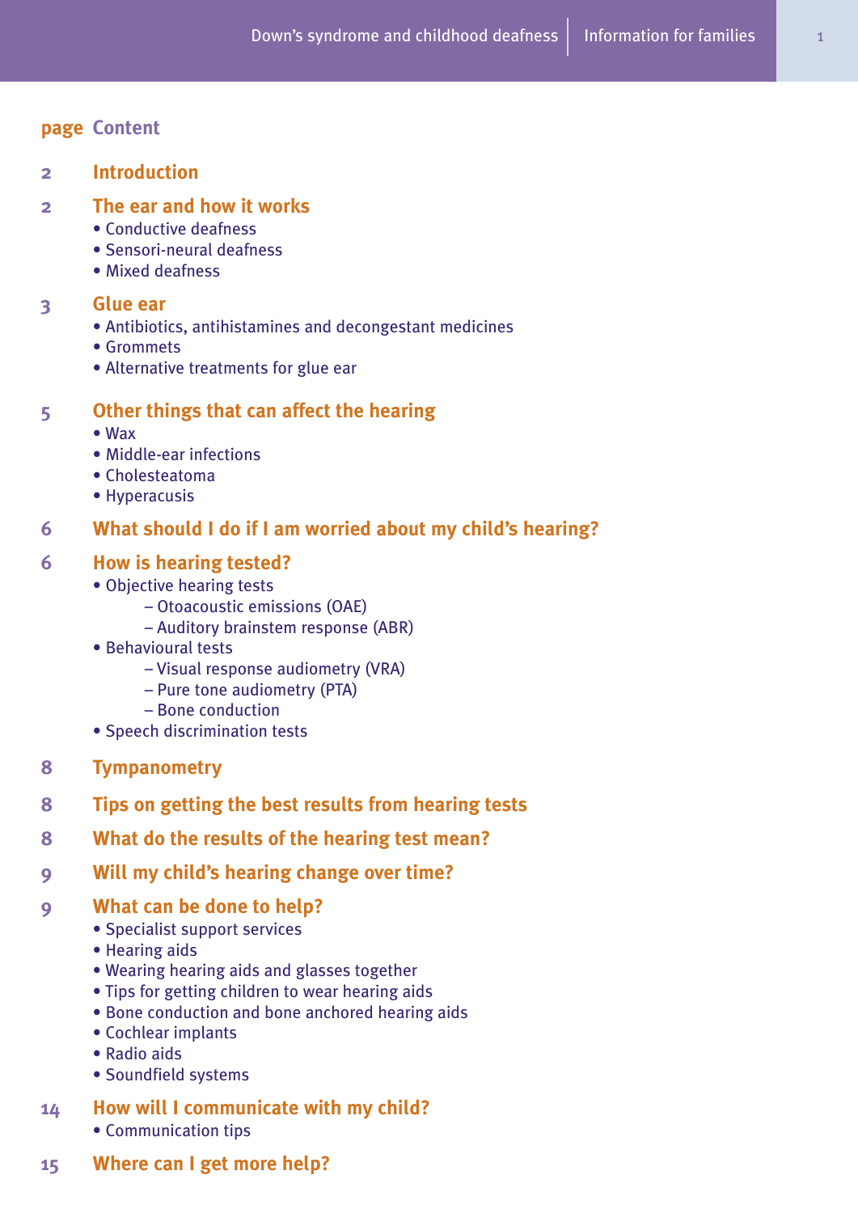| page | Content |
|---|---|
| 2 | **Introduction** |
| 2 | **The ear and how it works**<br>• Conductive deafness<br>• Sensori-neural deafness<br>• Mixed deafness |
| 3 | **Glue ear**<br>• Antibiotics, antihistamines and decongestant medicines<br>• Grommets<br>• Alternative treatments for glue ear |
| 5 | **Other things that can affect the hearing**<br>• Wax<br>• Middle-ear infections<br>• Cholesteatoma<br>• Hyperacusis |
| 6 | **What should I do if I am worried about my child's hearing?** |
| 6 | **How is hearing tested?**<br>• Objective hearing tests<br>– Otoacoustic emissions (OAE)<br>– Auditory brainstem response (ABR)<br>• Behavioural tests<br>– Visual response audiometry (VRA)<br>– Pure tone audiometry (PTA)<br>– Bone conduction<br>• Speech discrimination tests |
| 8 | **Tympanometry** |
| 8 | **Tips on getting the best results from hearing tests** |
| 8 | **What do the results of the hearing test mean?** |
| 9 | **Will my child's hearing change over time?** |
| 9 | **What can be done to help?**<br>• Specialist support services<br>• Hearing aids<br>• Wearing hearing aids and glasses together<br>• Tips for getting children to wear hearing aids<br>• Bone conduction and bone anchored hearing aids<br>• Cochlear implants<br>• Radio aids<br>• Soundfield systems |
| 14 | **How will I communicate with my child?**<br>• Communication tips |
| 15 | **Where can I get more help?** |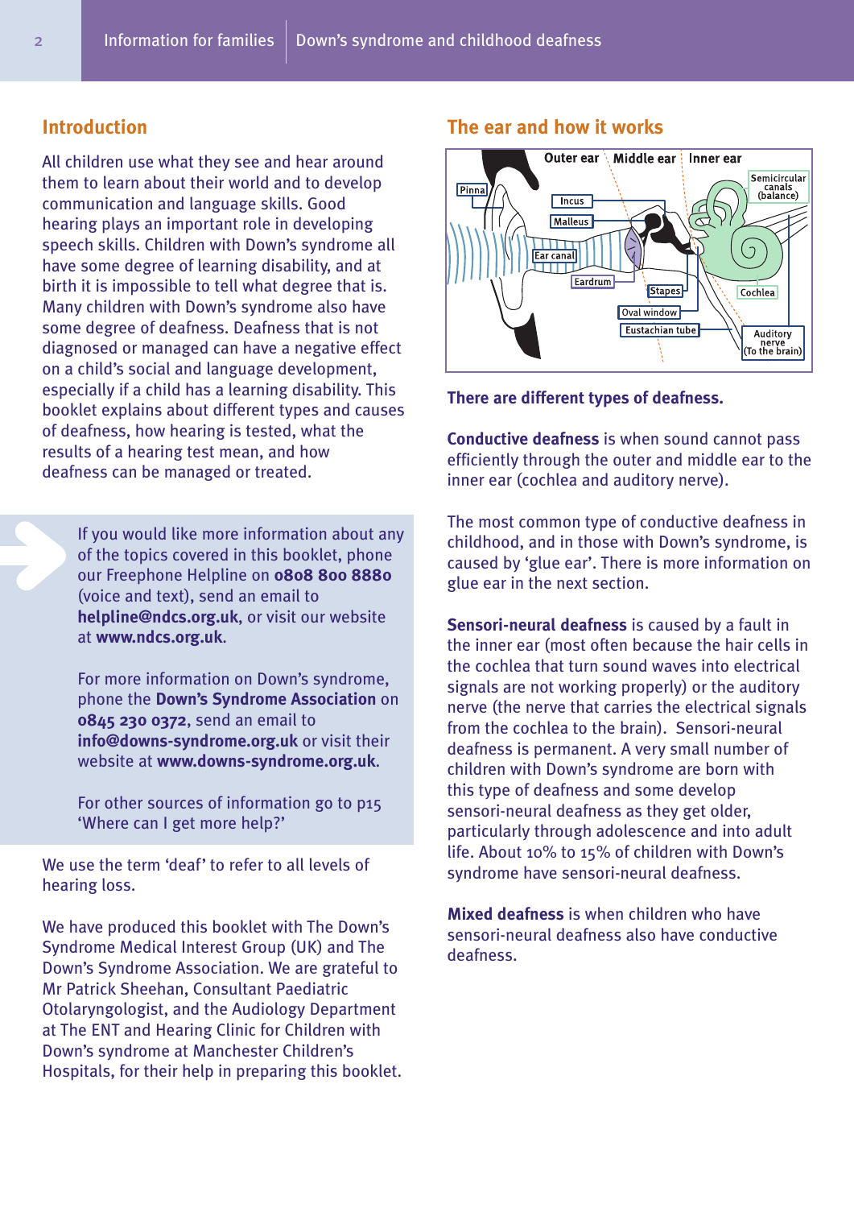## Introduction

All children use what they see and hear around them to learn about their world and to develop communication and language skills. Good hearing plays an important role in developing speech skills. Children with Down's syndrome all have some degree of learning disability, and at birth it is impossible to tell what degree that is. Many children with Down's syndrome also have some degree of deafness. Deafness that is not diagnosed or managed can have a negative effect on a child's social and language development, especially if a child has a learning disability. This booklet explains about different types and causes of deafness, how hearing is tested, what the results of a hearing test mean, and how deafness can be managed or treated.

If you would like more information about any of the topics covered in this booklet, phone our Freephone Helpline on **0808 800 8880** (voice and text), send an email to **helpline@ndcs.org.uk**, or visit our website at **www.ndcs.org.uk**.

For more information on Down's syndrome, phone the **Down's Syndrome Association** on **0845 230 0372**, send an email to **info@downs-syndrome.org.uk** or visit their website at **www.downs-syndrome.org.uk**.

For other sources of information go to p15 'Where can I get more help?'

We use the term 'deaf' to refer to all levels of hearing loss.

We have produced this booklet with The Down's Syndrome Medical Interest Group (UK) and The Down's Syndrome Association. We are grateful to Mr Patrick Sheehan, Consultant Paediatric Otolaryngologist, and the Audiology Department at The ENT and Hearing Clinic for Children with Down's syndrome at Manchester Children's Hospitals, for their help in preparing this booklet.

## The ear and how it works

Outer ear | Middle ear | Inner ear

Pinna, Incus, Malleus, Ear canal, Eardrum, Stapes, Oval window, Eustachian tube, Semicircular canals (balance), Cochlea, Auditory nerve (To the brain)

**There are different types of deafness.**

**Conductive deafness** is when sound cannot pass efficiently through the outer and middle ear to the inner ear (cochlea and auditory nerve).

The most common type of conductive deafness in childhood, and in those with Down's syndrome, is caused by 'glue ear'. There is more information on glue ear in the next section.

**Sensori-neural deafness** is caused by a fault in the inner ear (most often because the hair cells in the cochlea that turn sound waves into electrical signals are not working properly) or the auditory nerve (the nerve that carries the electrical signals from the cochlea to the brain). Sensori-neural deafness is permanent. A very small number of children with Down's syndrome are born with this type of deafness and some develop sensori-neural deafness as they get older, particularly through adolescence and into adult life. About 10% to 15% of children with Down's syndrome have sensori-neural deafness.

**Mixed deafness** is when children who have sensori-neural deafness also have conductive deafness.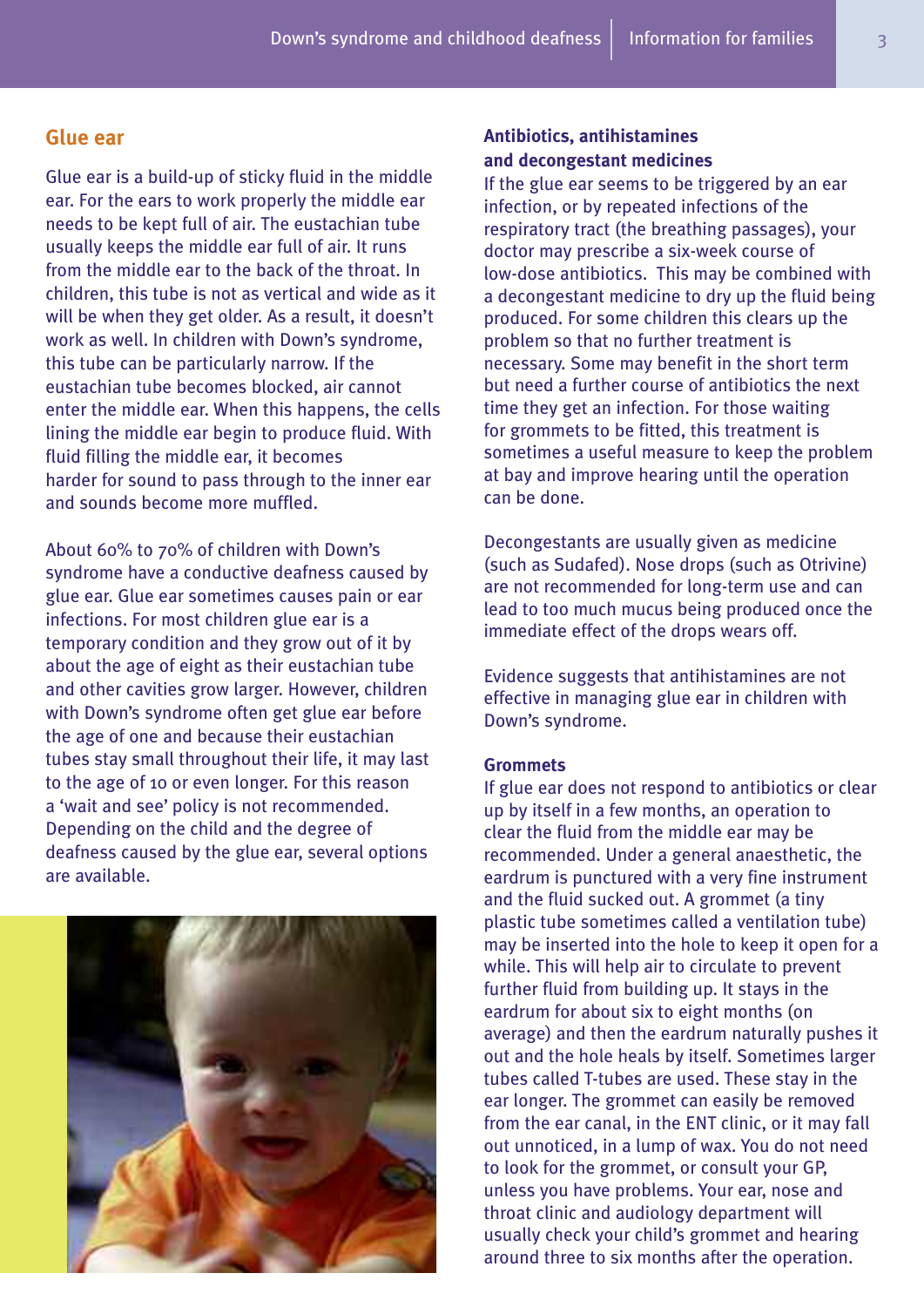## Glue ear

Glue ear is a build-up of sticky fluid in the middle ear. For the ears to work properly the middle ear needs to be kept full of air. The eustachian tube usually keeps the middle ear full of air. It runs from the middle ear to the back of the throat. In children, this tube is not as vertical and wide as it will be when they get older. As a result, it doesn't work as well. In children with Down's syndrome, this tube can be particularly narrow. If the eustachian tube becomes blocked, air cannot enter the middle ear. When this happens, the cells lining the middle ear begin to produce fluid. With fluid filling the middle ear, it becomes harder for sound to pass through to the inner ear and sounds become more muffled.

About 60% to 70% of children with Down's syndrome have a conductive deafness caused by glue ear. Glue ear sometimes causes pain or ear infections. For most children glue ear is a temporary condition and they grow out of it by about the age of eight as their eustachian tube and other cavities grow larger. However, children with Down's syndrome often get glue ear before the age of one and because their eustachian tubes stay small throughout their life, it may last to the age of 10 or even longer. For this reason a 'wait and see' policy is not recommended. Depending on the child and the degree of deafness caused by the glue ear, several options are available.

### Antibiotics, antihistamines and decongestant medicines

If the glue ear seems to be triggered by an ear infection, or by repeated infections of the respiratory tract (the breathing passages), your doctor may prescribe a six-week course of low-dose antibiotics. This may be combined with a decongestant medicine to dry up the fluid being produced. For some children this clears up the problem so that no further treatment is necessary. Some may benefit in the short term but need a further course of antibiotics the next time they get an infection. For those waiting for grommets to be fitted, this treatment is sometimes a useful measure to keep the problem at bay and improve hearing until the operation can be done.

Decongestants are usually given as medicine (such as Sudafed). Nose drops (such as Otrivine) are not recommended for long-term use and can lead to too much mucus being produced once the immediate effect of the drops wears off.

Evidence suggests that antihistamines are not effective in managing glue ear in children with Down's syndrome.

### Grommets

If glue ear does not respond to antibiotics or clear up by itself in a few months, an operation to clear the fluid from the middle ear may be recommended. Under a general anaesthetic, the eardrum is punctured with a very fine instrument and the fluid sucked out. A grommet (a tiny plastic tube sometimes called a ventilation tube) may be inserted into the hole to keep it open for a while. This will help air to circulate to prevent further fluid from building up. It stays in the eardrum for about six to eight months (on average) and then the eardrum naturally pushes it out and the hole heals by itself. Sometimes larger tubes called T-tubes are used. These stay in the ear longer. The grommet can easily be removed from the ear canal, in the ENT clinic, or it may fall out unnoticed, in a lump of wax. You do not need to look for the grommet, or consult your GP, unless you have problems. Your ear, nose and throat clinic and audiology department will usually check your child's grommet and hearing around three to six months after the operation.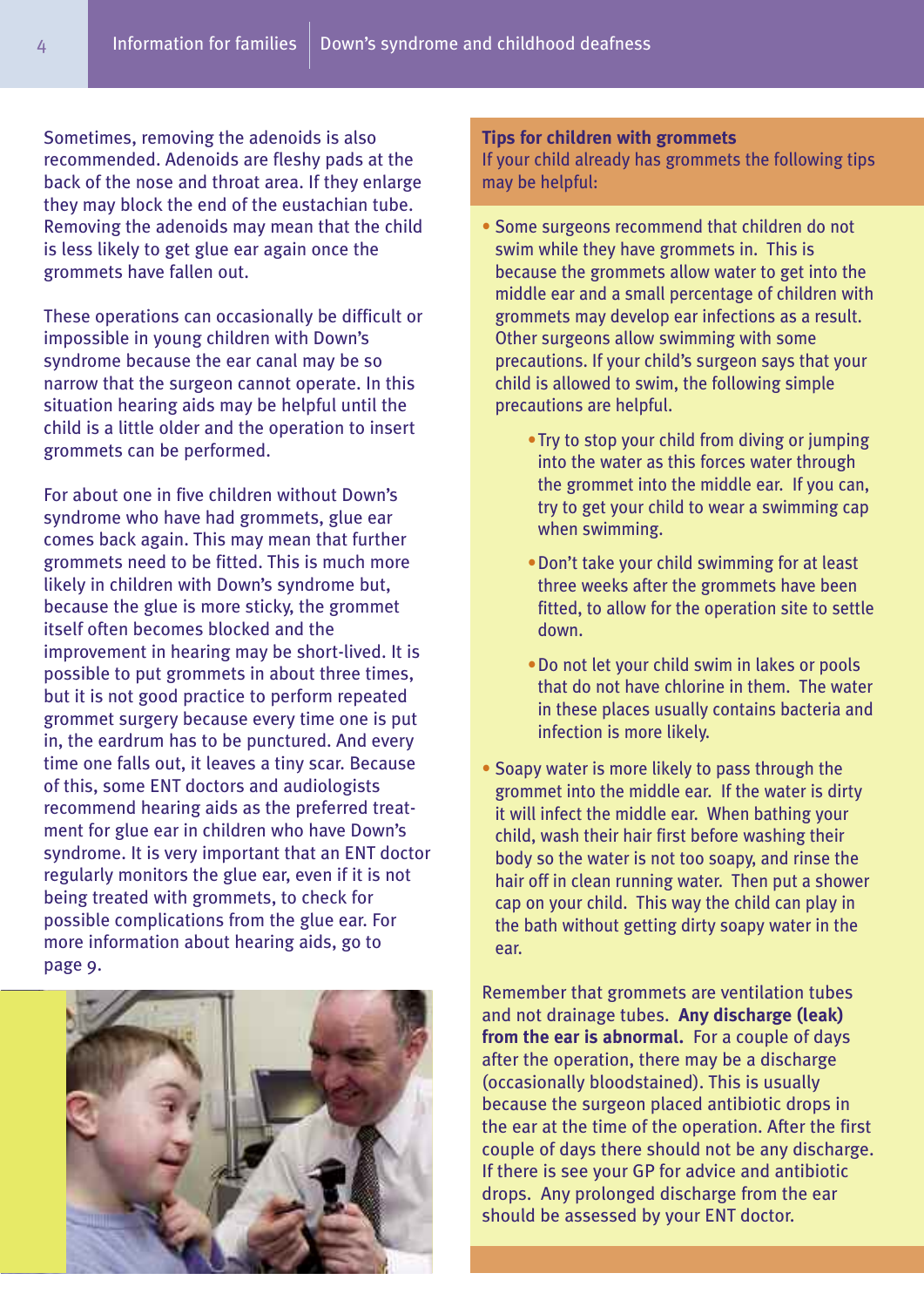Sometimes, removing the adenoids is also recommended. Adenoids are fleshy pads at the back of the nose and throat area. If they enlarge they may block the end of the eustachian tube. Removing the adenoids may mean that the child is less likely to get glue ear again once the grommets have fallen out.

These operations can occasionally be difficult or impossible in young children with Down's syndrome because the ear canal may be so narrow that the surgeon cannot operate. In this situation hearing aids may be helpful until the child is a little older and the operation to insert grommets can be performed.

For about one in five children without Down's syndrome who have had grommets, glue ear comes back again. This may mean that further grommets need to be fitted. This is much more likely in children with Down's syndrome but, because the glue is more sticky, the grommet itself often becomes blocked and the improvement in hearing may be short-lived. It is possible to put grommets in about three times, but it is not good practice to perform repeated grommet surgery because every time one is put in, the eardrum has to be punctured. And every time one falls out, it leaves a tiny scar. Because of this, some ENT doctors and audiologists recommend hearing aids as the preferred treatment for glue ear in children who have Down's syndrome. It is very important that an ENT doctor regularly monitors the glue ear, even if it is not being treated with grommets, to check for possible complications from the glue ear. For more information about hearing aids, go to page 9.

## Tips for children with grommets

If your child already has grommets the following tips may be helpful:

- Some surgeons recommend that children do not swim while they have grommets in. This is because the grommets allow water to get into the middle ear and a small percentage of children with grommets may develop ear infections as a result. Other surgeons allow swimming with some precautions. If your child's surgeon says that your child is allowed to swim, the following simple precautions are helpful.
    - Try to stop your child from diving or jumping into the water as this forces water through the grommet into the middle ear. If you can, try to get your child to wear a swimming cap when swimming.
    - Don't take your child swimming for at least three weeks after the grommets have been fitted, to allow for the operation site to settle down.
    - Do not let your child swim in lakes or pools that do not have chlorine in them. The water in these places usually contains bacteria and infection is more likely.
- Soapy water is more likely to pass through the grommet into the middle ear. If the water is dirty it will infect the middle ear. When bathing your child, wash their hair first before washing their body so the water is not too soapy, and rinse the hair off in clean running water. Then put a shower cap on your child. This way the child can play in the bath without getting dirty soapy water in the ear.

Remember that grommets are ventilation tubes and not drainage tubes. **Any discharge (leak) from the ear is abnormal.** For a couple of days after the operation, there may be a discharge (occasionally bloodstained). This is usually because the surgeon placed antibiotic drops in the ear at the time of the operation. After the first couple of days there should not be any discharge. If there is see your GP for advice and antibiotic drops. Any prolonged discharge from the ear should be assessed by your ENT doctor.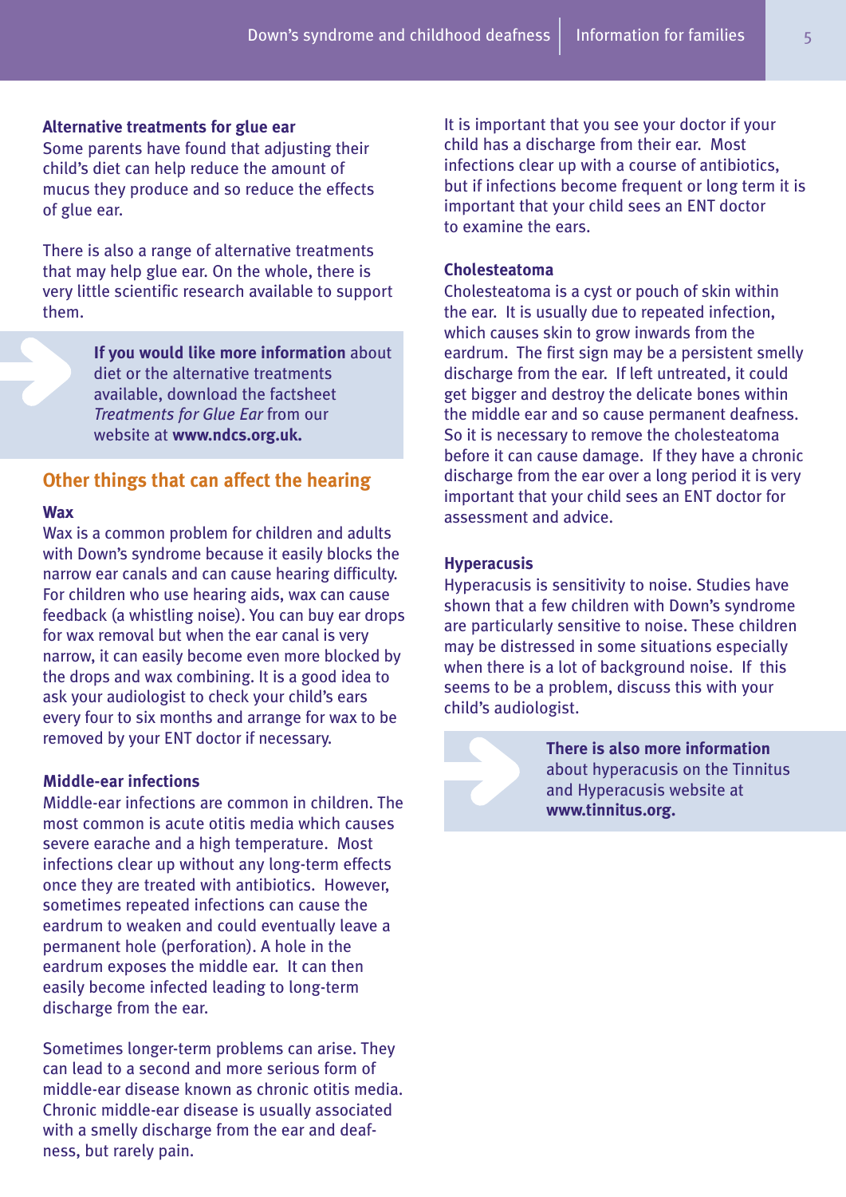### Alternative treatments for glue ear

Some parents have found that adjusting their child's diet can help reduce the amount of mucus they produce and so reduce the effects of glue ear.

There is also a range of alternative treatments that may help glue ear. On the whole, there is very little scientific research available to support them.

> **If you would like more information** about diet or the alternative treatments available, download the factsheet *Treatments for Glue Ear* from our website at **www.ndcs.org.uk.**

## Other things that can affect the hearing

### Wax

Wax is a common problem for children and adults with Down's syndrome because it easily blocks the narrow ear canals and can cause hearing difficulty. For children who use hearing aids, wax can cause feedback (a whistling noise). You can buy ear drops for wax removal but when the ear canal is very narrow, it can easily become even more blocked by the drops and wax combining. It is a good idea to ask your audiologist to check your child's ears every four to six months and arrange for wax to be removed by your ENT doctor if necessary.

### Middle-ear infections

Middle-ear infections are common in children. The most common is acute otitis media which causes severe earache and a high temperature. Most infections clear up without any long-term effects once they are treated with antibiotics. However, sometimes repeated infections can cause the eardrum to weaken and could eventually leave a permanent hole (perforation). A hole in the eardrum exposes the middle ear. It can then easily become infected leading to long-term discharge from the ear.

Sometimes longer-term problems can arise. They can lead to a second and more serious form of middle-ear disease known as chronic otitis media. Chronic middle-ear disease is usually associated with a smelly discharge from the ear and deafness, but rarely pain.

It is important that you see your doctor if your child has a discharge from their ear. Most infections clear up with a course of antibiotics, but if infections become frequent or long term it is important that your child sees an ENT doctor to examine the ears.

### Cholesteatoma

Cholesteatoma is a cyst or pouch of skin within the ear. It is usually due to repeated infection, which causes skin to grow inwards from the eardrum. The first sign may be a persistent smelly discharge from the ear. If left untreated, it could get bigger and destroy the delicate bones within the middle ear and so cause permanent deafness. So it is necessary to remove the cholesteatoma before it can cause damage. If they have a chronic discharge from the ear over a long period it is very important that your child sees an ENT doctor for assessment and advice.

### Hyperacusis

Hyperacusis is sensitivity to noise. Studies have shown that a few children with Down's syndrome are particularly sensitive to noise. These children may be distressed in some situations especially when there is a lot of background noise. If this seems to be a problem, discuss this with your child's audiologist.

> **There is also more information** about hyperacusis on the Tinnitus and Hyperacusis website at **www.tinnitus.org.**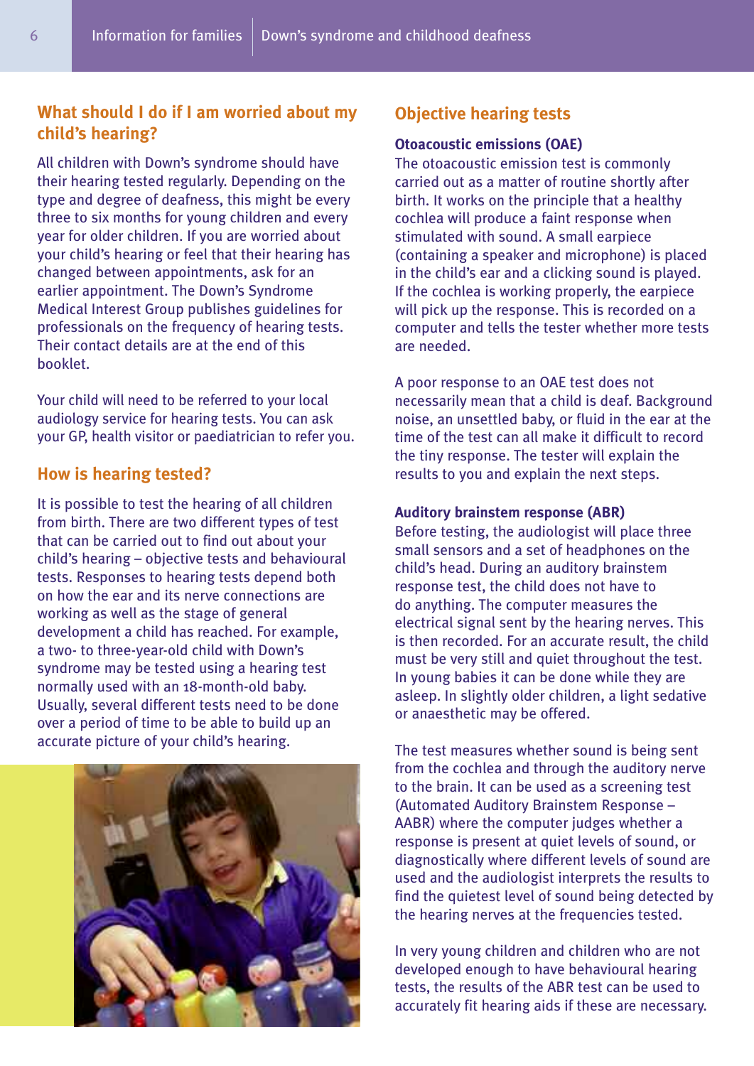## What should I do if I am worried about my child's hearing?

All children with Down's syndrome should have their hearing tested regularly. Depending on the type and degree of deafness, this might be every three to six months for young children and every year for older children. If you are worried about your child's hearing or feel that their hearing has changed between appointments, ask for an earlier appointment. The Down's Syndrome Medical Interest Group publishes guidelines for professionals on the frequency of hearing tests. Their contact details are at the end of this booklet.

Your child will need to be referred to your local audiology service for hearing tests. You can ask your GP, health visitor or paediatrician to refer you.

## How is hearing tested?

It is possible to test the hearing of all children from birth. There are two different types of test that can be carried out to find out about your child's hearing – objective tests and behavioural tests. Responses to hearing tests depend both on how the ear and its nerve connections are working as well as the stage of general development a child has reached. For example, a two- to three-year-old child with Down's syndrome may be tested using a hearing test normally used with an 18-month-old baby. Usually, several different tests need to be done over a period of time to be able to build up an accurate picture of your child's hearing.

## Objective hearing tests

### Otoacoustic emissions (OAE)

The otoacoustic emission test is commonly carried out as a matter of routine shortly after birth. It works on the principle that a healthy cochlea will produce a faint response when stimulated with sound. A small earpiece (containing a speaker and microphone) is placed in the child's ear and a clicking sound is played. If the cochlea is working properly, the earpiece will pick up the response. This is recorded on a computer and tells the tester whether more tests are needed.

A poor response to an OAE test does not necessarily mean that a child is deaf. Background noise, an unsettled baby, or fluid in the ear at the time of the test can all make it difficult to record the tiny response. The tester will explain the results to you and explain the next steps.

### Auditory brainstem response (ABR)

Before testing, the audiologist will place three small sensors and a set of headphones on the child's head. During an auditory brainstem response test, the child does not have to do anything. The computer measures the electrical signal sent by the hearing nerves. This is then recorded. For an accurate result, the child must be very still and quiet throughout the test. In young babies it can be done while they are asleep. In slightly older children, a light sedative or anaesthetic may be offered.

The test measures whether sound is being sent from the cochlea and through the auditory nerve to the brain. It can be used as a screening test (Automated Auditory Brainstem Response – AABR) where the computer judges whether a response is present at quiet levels of sound, or diagnostically where different levels of sound are used and the audiologist interprets the results to find the quietest level of sound being detected by the hearing nerves at the frequencies tested.

In very young children and children who are not developed enough to have behavioural hearing tests, the results of the ABR test can be used to accurately fit hearing aids if these are necessary.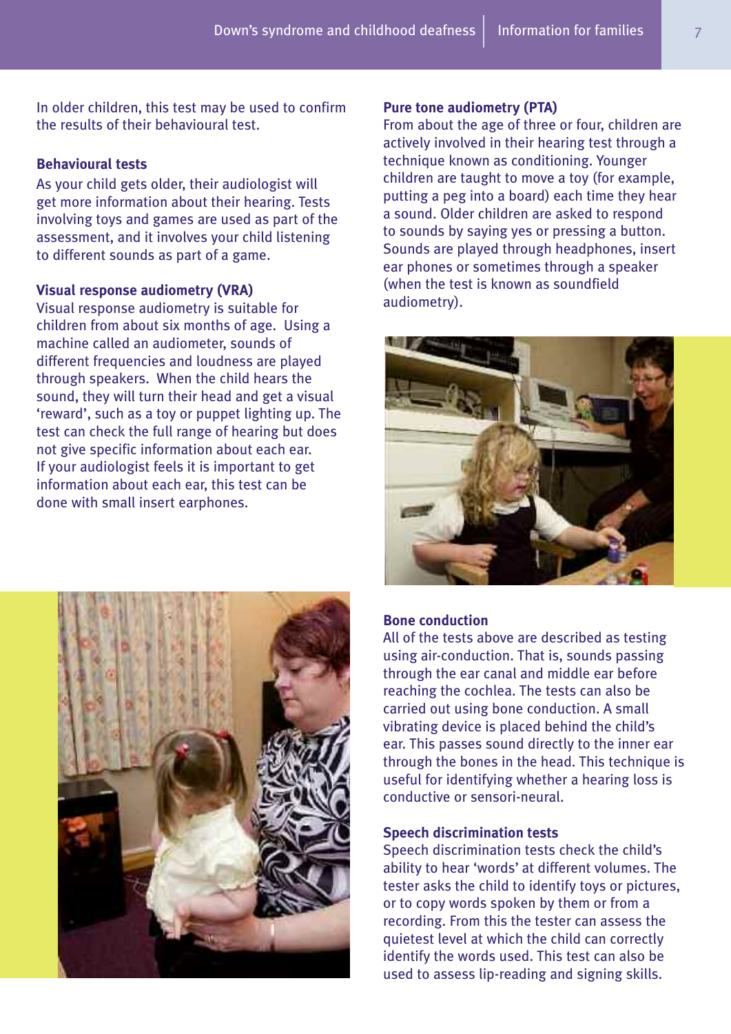In older children, this test may be used to confirm the results of their behavioural test.

### Behavioural tests

As your child gets older, their audiologist will get more information about their hearing. Tests involving toys and games are used as part of the assessment, and it involves your child listening to different sounds as part of a game.

### Visual response audiometry (VRA)

Visual response audiometry is suitable for children from about six months of age. Using a machine called an audiometer, sounds of different frequencies and loudness are played through speakers. When the child hears the sound, they will turn their head and get a visual 'reward', such as a toy or puppet lighting up. The test can check the full range of hearing but does not give specific information about each ear. If your audiologist feels it is important to get information about each ear, this test can be done with small insert earphones.

### Pure tone audiometry (PTA)

From about the age of three or four, children are actively involved in their hearing test through a technique known as conditioning. Younger children are taught to move a toy (for example, putting a peg into a board) each time they hear a sound. Older children are asked to respond to sounds by saying yes or pressing a button. Sounds are played through headphones, insert ear phones or sometimes through a speaker (when the test is known as soundfield audiometry).

### Bone conduction

All of the tests above are described as testing using air-conduction. That is, sounds passing through the ear canal and middle ear before reaching the cochlea. The tests can also be carried out using bone conduction. A small vibrating device is placed behind the child's ear. This passes sound directly to the inner ear through the bones in the head. This technique is useful for identifying whether a hearing loss is conductive or sensori-neural.

### Speech discrimination tests

Speech discrimination tests check the child's ability to hear 'words' at different volumes. The tester asks the child to identify toys or pictures, or to copy words spoken by them or from a recording. From this the tester can assess the quietest level at which the child can correctly identify the words used. This test can also be used to assess lip-reading and signing skills.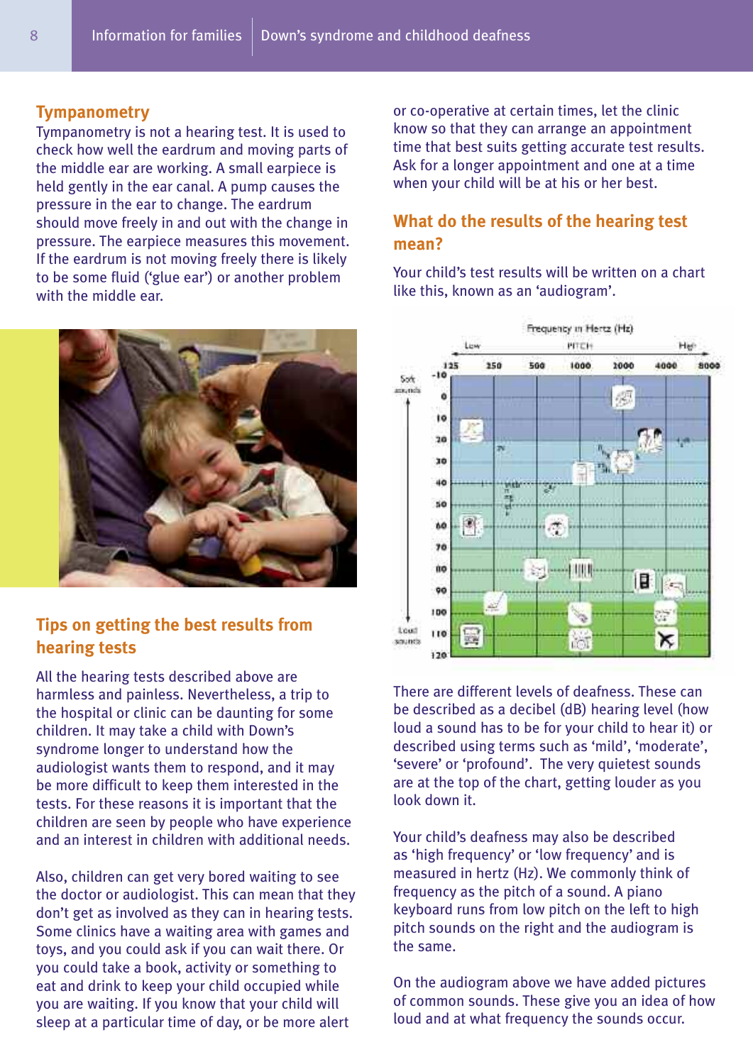## Tympanometry

Tympanometry is not a hearing test. It is used to check how well the eardrum and moving parts of the middle ear are working. A small earpiece is held gently in the ear canal. A pump causes the pressure in the ear to change. The eardrum should move freely in and out with the change in pressure. The earpiece measures this movement. If the eardrum is not moving freely there is likely to be some fluid ('glue ear') or another problem with the middle ear.

## Tips on getting the best results from hearing tests

All the hearing tests described above are harmless and painless. Nevertheless, a trip to the hospital or clinic can be daunting for some children. It may take a child with Down's syndrome longer to understand how the audiologist wants them to respond, and it may be more difficult to keep them interested in the tests. For these reasons it is important that the children are seen by people who have experience and an interest in children with additional needs.

Also, children can get very bored waiting to see the doctor or audiologist. This can mean that they don't get as involved as they can in hearing tests. Some clinics have a waiting area with games and toys, and you could ask if you can wait there. Or you could take a book, activity or something to eat and drink to keep your child occupied while you are waiting. If you know that your child will sleep at a particular time of day, or be more alert or co-operative at certain times, let the clinic know so that they can arrange an appointment time that best suits getting accurate test results. Ask for a longer appointment and one at a time when your child will be at his or her best.

## What do the results of the hearing test mean?

Your child's test results will be written on a chart like this, known as an 'audiogram'.

There are different levels of deafness. These can be described as a decibel (dB) hearing level (how loud a sound has to be for your child to hear it) or described using terms such as 'mild', 'moderate', 'severe' or 'profound'. The very quietest sounds are at the top of the chart, getting louder as you look down it.

Your child's deafness may also be described as 'high frequency' or 'low frequency' and is measured in hertz (Hz). We commonly think of frequency as the pitch of a sound. A piano keyboard runs from low pitch on the left to high pitch sounds on the right and the audiogram is the same.

On the audiogram above we have added pictures of common sounds. These give you an idea of how loud and at what frequency the sounds occur.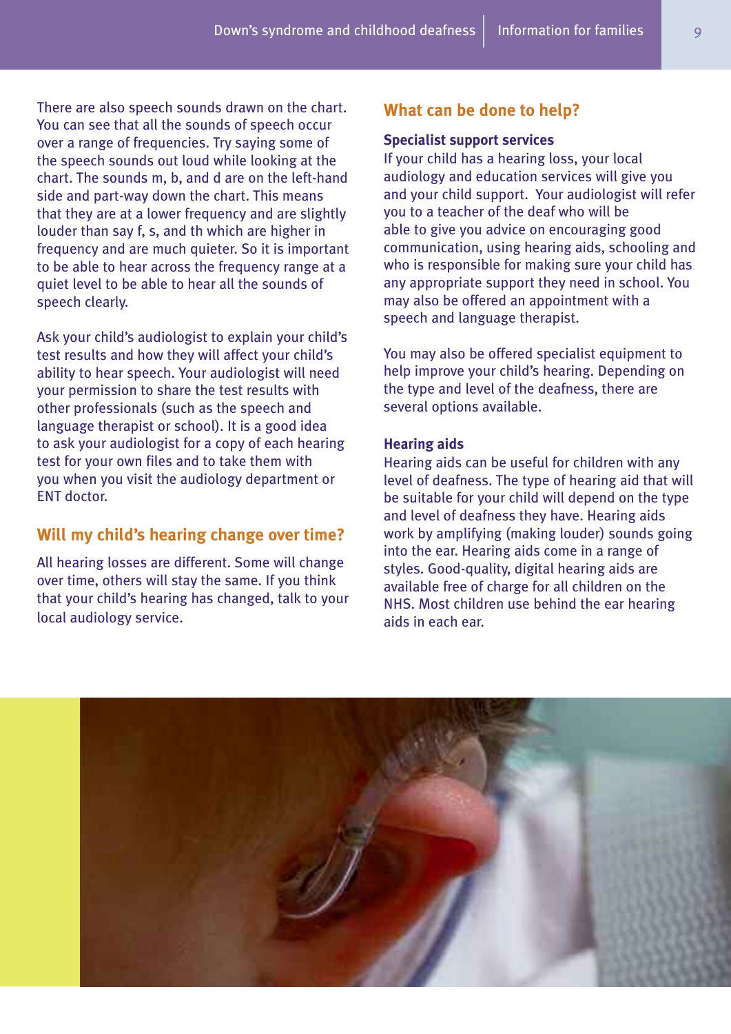There are also speech sounds drawn on the chart. You can see that all the sounds of speech occur over a range of frequencies. Try saying some of the speech sounds out loud while looking at the chart. The sounds m, b, and d are on the left-hand side and part-way down the chart. This means that they are at a lower frequency and are slightly louder than say f, s, and th which are higher in frequency and are much quieter. So it is important to be able to hear across the frequency range at a quiet level to be able to hear all the sounds of speech clearly.

Ask your child's audiologist to explain your child's test results and how they will affect your child's ability to hear speech. Your audiologist will need your permission to share the test results with other professionals (such as the speech and language therapist or school). It is a good idea to ask your audiologist for a copy of each hearing test for your own files and to take them with you when you visit the audiology department or ENT doctor.

## Will my child's hearing change over time?

All hearing losses are different. Some will change over time, others will stay the same. If you think that your child's hearing has changed, talk to your local audiology service.

## What can be done to help?

### Specialist support services

If your child has a hearing loss, your local audiology and education services will give you and your child support. Your audiologist will refer you to a teacher of the deaf who will be able to give you advice on encouraging good communication, using hearing aids, schooling and who is responsible for making sure your child has any appropriate support they need in school. You may also be offered an appointment with a speech and language therapist.

You may also be offered specialist equipment to help improve your child's hearing. Depending on the type and level of the deafness, there are several options available.

### Hearing aids

Hearing aids can be useful for children with any level of deafness. The type of hearing aid that will be suitable for your child will depend on the type and level of deafness they have. Hearing aids work by amplifying (making louder) sounds going into the ear. Hearing aids come in a range of styles. Good-quality, digital hearing aids are available free of charge for all children on the NHS. Most children use behind the ear hearing aids in each ear.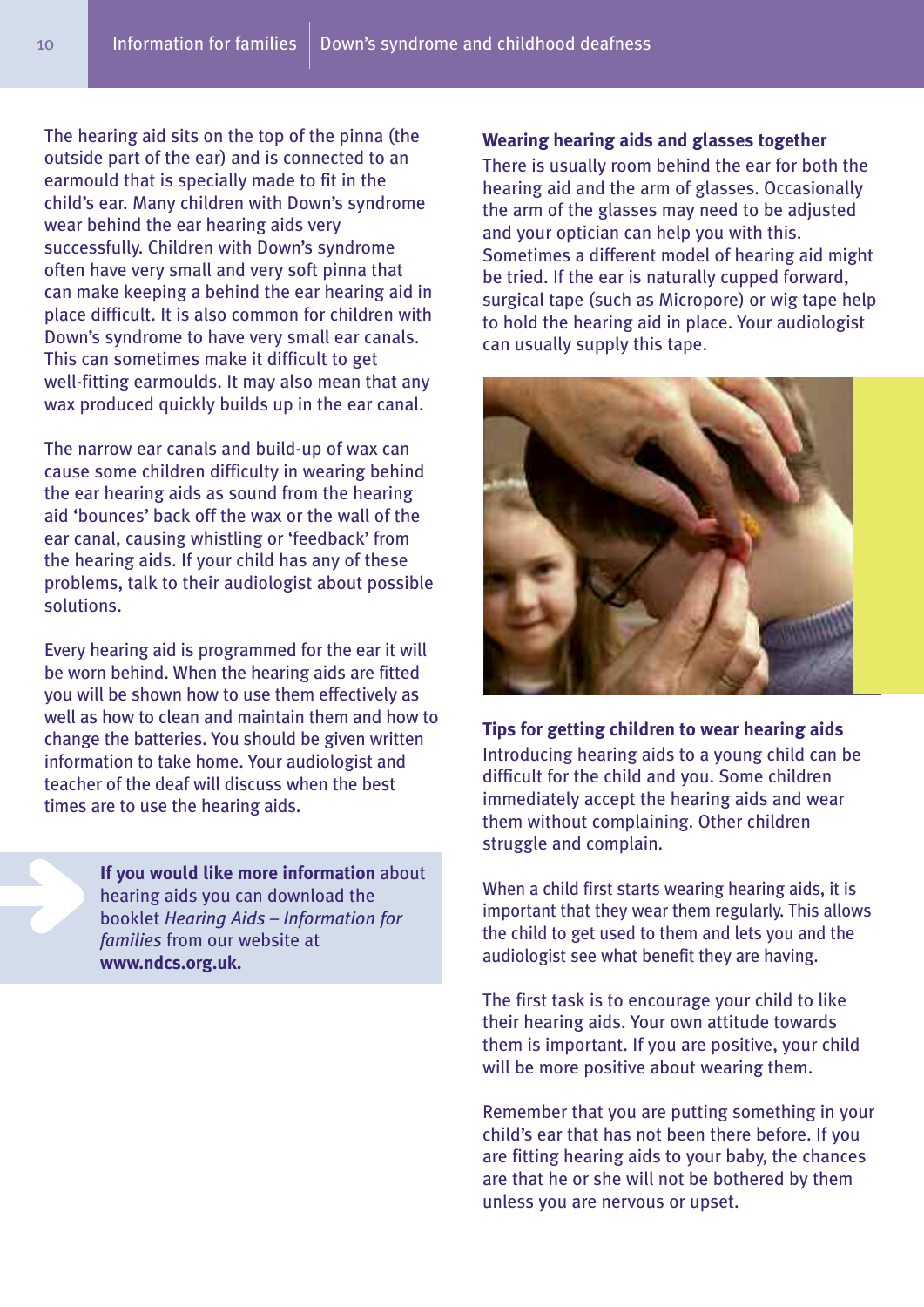The hearing aid sits on the top of the pinna (the outside part of the ear) and is connected to an earmould that is specially made to fit in the child's ear. Many children with Down's syndrome wear behind the ear hearing aids very successfully. Children with Down's syndrome often have very small and very soft pinna that can make keeping a behind the ear hearing aid in place difficult. It is also common for children with Down's syndrome to have very small ear canals. This can sometimes make it difficult to get well-fitting earmoulds. It may also mean that any wax produced quickly builds up in the ear canal.

The narrow ear canals and build-up of wax can cause some children difficulty in wearing behind the ear hearing aids as sound from the hearing aid 'bounces' back off the wax or the wall of the ear canal, causing whistling or 'feedback' from the hearing aids. If your child has any of these problems, talk to their audiologist about possible solutions.

Every hearing aid is programmed for the ear it will be worn behind. When the hearing aids are fitted you will be shown how to use them effectively as well as how to clean and maintain them and how to change the batteries. You should be given written information to take home. Your audiologist and teacher of the deaf will discuss when the best times are to use the hearing aids.

> **If you would like more information** about hearing aids you can download the booklet *Hearing Aids – Information for families* from our website at **www.ndcs.org.uk.**

**Wearing hearing aids and glasses together**

There is usually room behind the ear for both the hearing aid and the arm of glasses. Occasionally the arm of the glasses may need to be adjusted and your optician can help you with this. Sometimes a different model of hearing aid might be tried. If the ear is naturally cupped forward, surgical tape (such as Micropore) or wig tape help to hold the hearing aid in place. Your audiologist can usually supply this tape.

**Tips for getting children to wear hearing aids**

Introducing hearing aids to a young child can be difficult for the child and you. Some children immediately accept the hearing aids and wear them without complaining. Other children struggle and complain.

When a child first starts wearing hearing aids, it is important that they wear them regularly. This allows the child to get used to them and lets you and the audiologist see what benefit they are having.

The first task is to encourage your child to like their hearing aids. Your own attitude towards them is important. If you are positive, your child will be more positive about wearing them.

Remember that you are putting something in your child's ear that has not been there before. If you are fitting hearing aids to your baby, the chances are that he or she will not be bothered by them unless you are nervous or upset.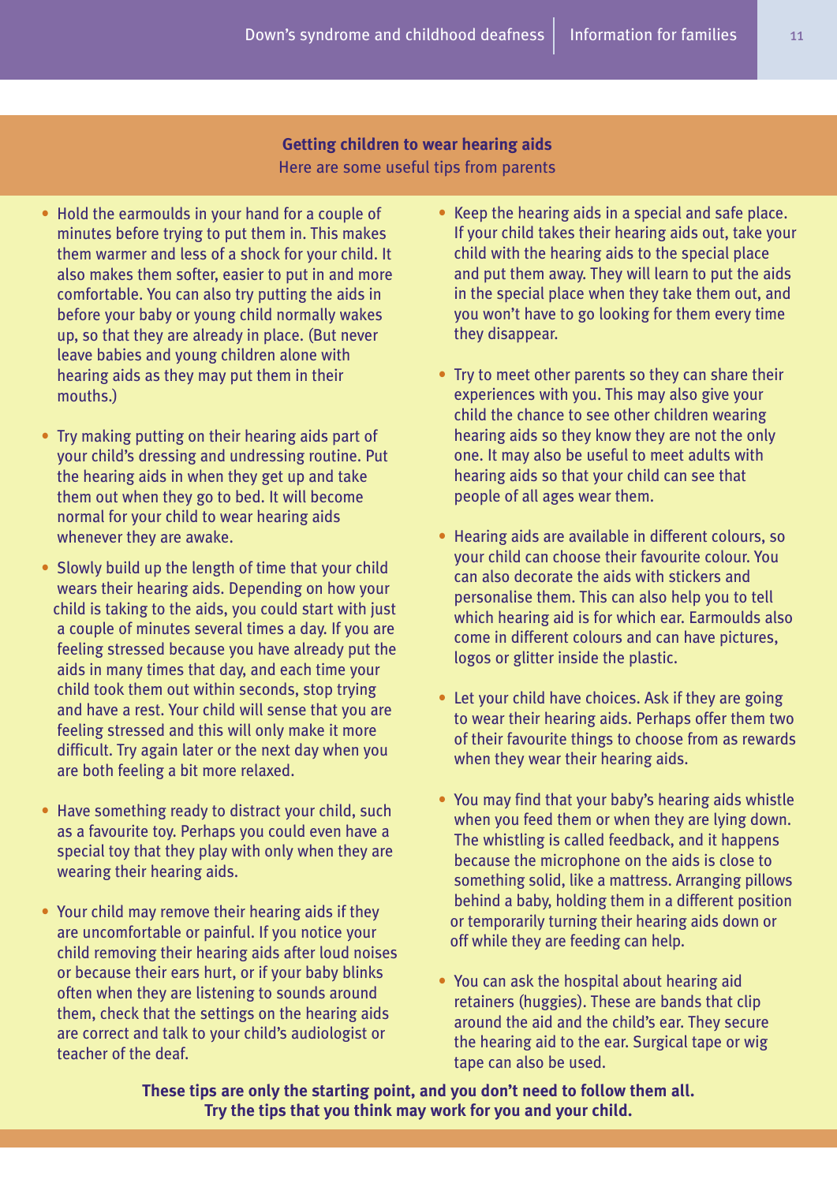## Getting children to wear hearing aids

Here are some useful tips from parents

- Hold the earmoulds in your hand for a couple of minutes before trying to put them in. This makes them warmer and less of a shock for your child. It also makes them softer, easier to put in and more comfortable. You can also try putting the aids in before your baby or young child normally wakes up, so that they are already in place. (But never leave babies and young children alone with hearing aids as they may put them in their mouths.)

- Try making putting on their hearing aids part of your child's dressing and undressing routine. Put the hearing aids in when they get up and take them out when they go to bed. It will become normal for your child to wear hearing aids whenever they are awake.

- Slowly build up the length of time that your child wears their hearing aids. Depending on how your child is taking to the aids, you could start with just a couple of minutes several times a day. If you are feeling stressed because you have already put the aids in many times that day, and each time your child took them out within seconds, stop trying and have a rest. Your child will sense that you are feeling stressed and this will only make it more difficult. Try again later or the next day when you are both feeling a bit more relaxed.

- Have something ready to distract your child, such as a favourite toy. Perhaps you could even have a special toy that they play with only when they are wearing their hearing aids.

- Your child may remove their hearing aids if they are uncomfortable or painful. If you notice your child removing their hearing aids after loud noises or because their ears hurt, or if your baby blinks often when they are listening to sounds around them, check that the settings on the hearing aids are correct and talk to your child's audiologist or teacher of the deaf.

- Keep the hearing aids in a special and safe place. If your child takes their hearing aids out, take your child with the hearing aids to the special place and put them away. They will learn to put the aids in the special place when they take them out, and you won't have to go looking for them every time they disappear.

- Try to meet other parents so they can share their experiences with you. This may also give your child the chance to see other children wearing hearing aids so they know they are not the only one. It may also be useful to meet adults with hearing aids so that your child can see that people of all ages wear them.

- Hearing aids are available in different colours, so your child can choose their favourite colour. You can also decorate the aids with stickers and personalise them. This can also help you to tell which hearing aid is for which ear. Earmoulds also come in different colours and can have pictures, logos or glitter inside the plastic.

- Let your child have choices. Ask if they are going to wear their hearing aids. Perhaps offer them two of their favourite things to choose from as rewards when they wear their hearing aids.

- You may find that your baby's hearing aids whistle when you feed them or when they are lying down. The whistling is called feedback, and it happens because the microphone on the aids is close to something solid, like a mattress. Arranging pillows behind a baby, holding them in a different position or temporarily turning their hearing aids down or off while they are feeding can help.

- You can ask the hospital about hearing aid retainers (huggies). These are bands that clip around the aid and the child's ear. They secure the hearing aid to the ear. Surgical tape or wig tape can also be used.

**These tips are only the starting point, and you don't need to follow them all. Try the tips that you think may work for you and your child.**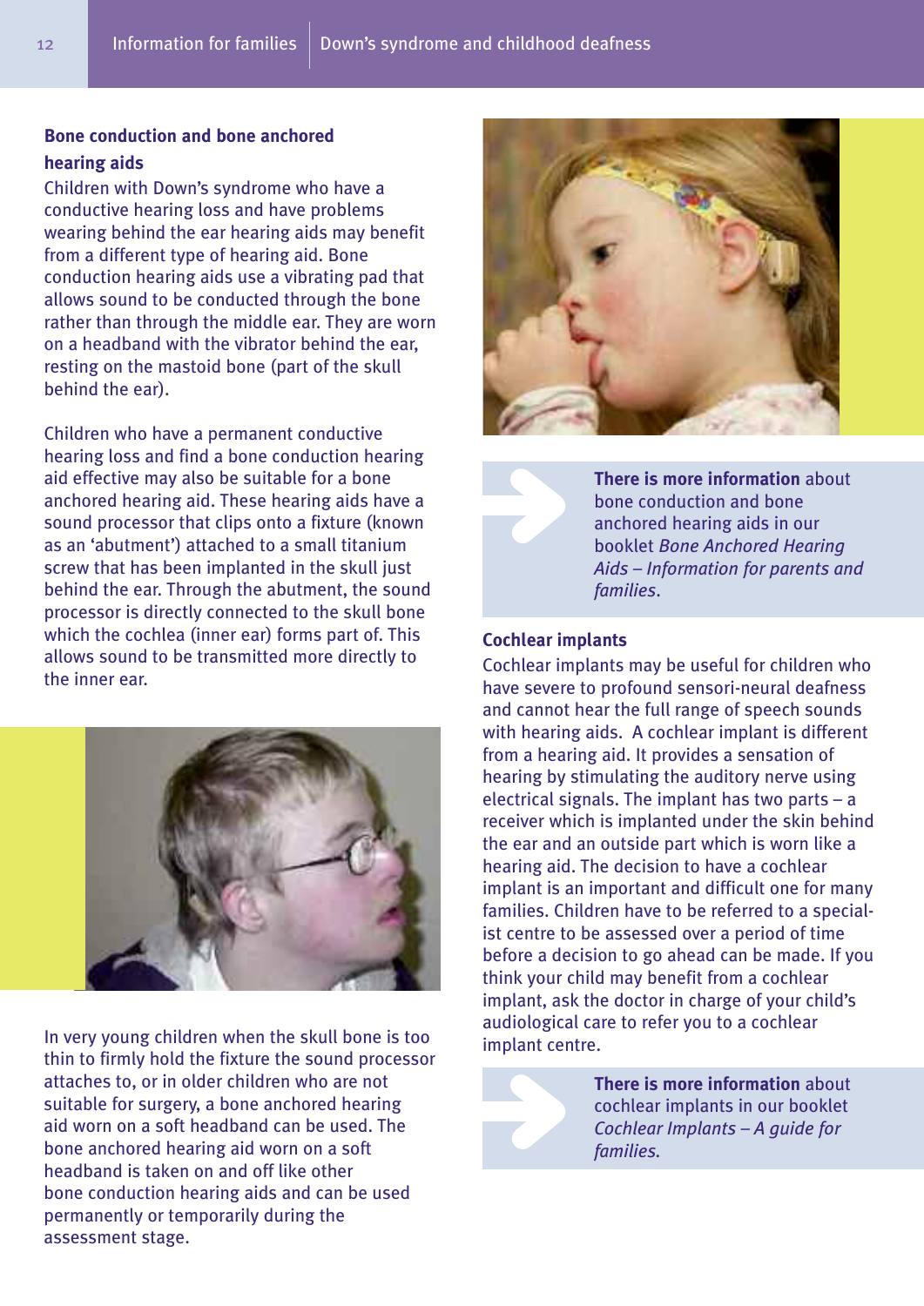## Bone conduction and bone anchored hearing aids

Children with Down's syndrome who have a conductive hearing loss and have problems wearing behind the ear hearing aids may benefit from a different type of hearing aid. Bone conduction hearing aids use a vibrating pad that allows sound to be conducted through the bone rather than through the middle ear. They are worn on a headband with the vibrator behind the ear, resting on the mastoid bone (part of the skull behind the ear).

Children who have a permanent conductive hearing loss and find a bone conduction hearing aid effective may also be suitable for a bone anchored hearing aid. These hearing aids have a sound processor that clips onto a fixture (known as an 'abutment') attached to a small titanium screw that has been implanted in the skull just behind the ear. Through the abutment, the sound processor is directly connected to the skull bone which the cochlea (inner ear) forms part of. This allows sound to be transmitted more directly to the inner ear.

In very young children when the skull bone is too thin to firmly hold the fixture the sound processor attaches to, or in older children who are not suitable for surgery, a bone anchored hearing aid worn on a soft headband can be used. The bone anchored hearing aid worn on a soft headband is taken on and off like other bone conduction hearing aids and can be used permanently or temporarily during the assessment stage.

**There is more information** about bone conduction and bone anchored hearing aids in our booklet *Bone Anchored Hearing Aids – Information for parents and families*.

## Cochlear implants

Cochlear implants may be useful for children who have severe to profound sensori-neural deafness and cannot hear the full range of speech sounds with hearing aids. A cochlear implant is different from a hearing aid. It provides a sensation of hearing by stimulating the auditory nerve using electrical signals. The implant has two parts – a receiver which is implanted under the skin behind the ear and an outside part which is worn like a hearing aid. The decision to have a cochlear implant is an important and difficult one for many families. Children have to be referred to a specialist centre to be assessed over a period of time before a decision to go ahead can be made. If you think your child may benefit from a cochlear implant, ask the doctor in charge of your child's audiological care to refer you to a cochlear implant centre.

**There is more information** about cochlear implants in our booklet *Cochlear Implants – A guide for families.*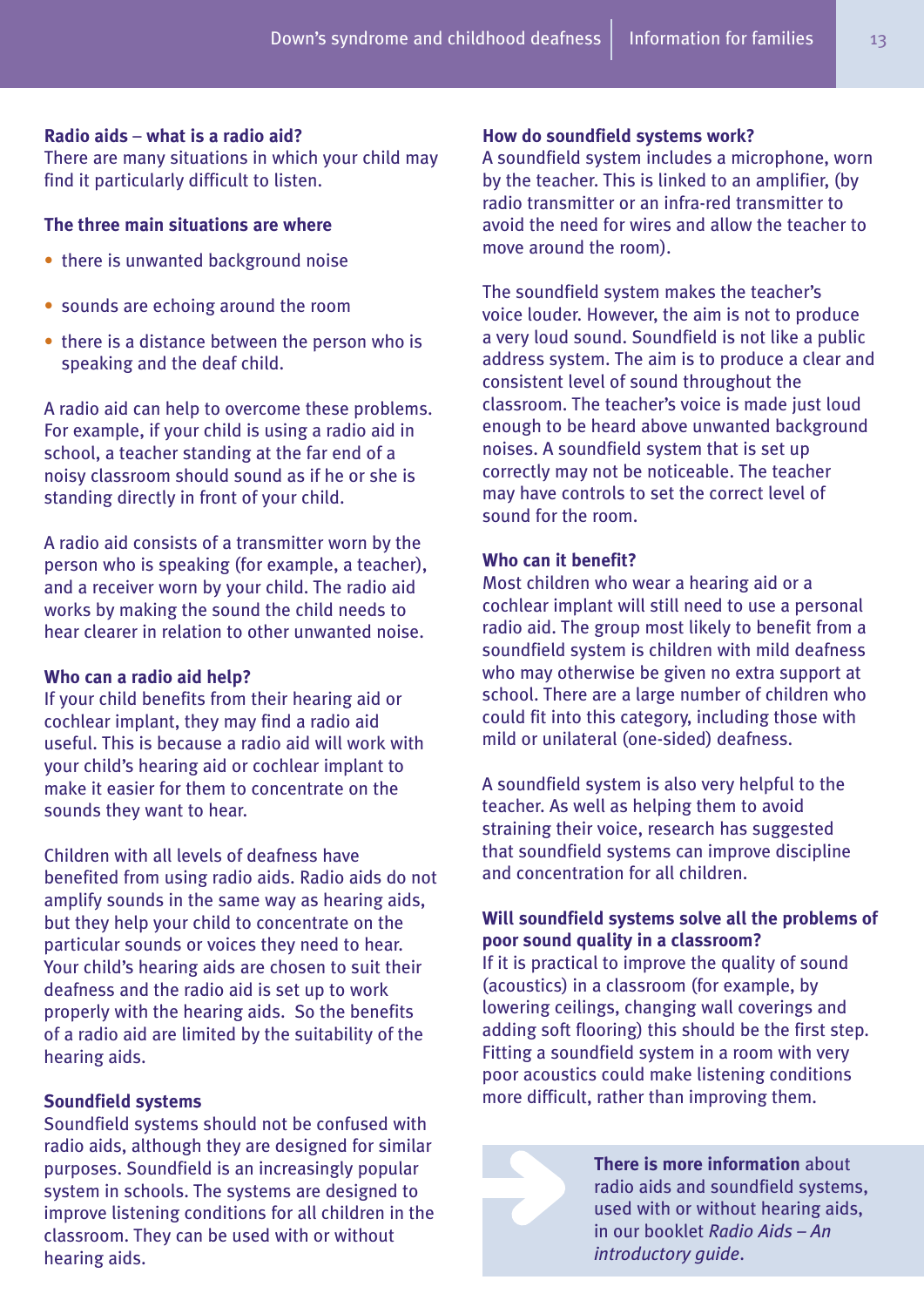### Radio aids – what is a radio aid?

There are many situations in which your child may find it particularly difficult to listen.

**The three main situations are where**

- there is unwanted background noise
- sounds are echoing around the room
- there is a distance between the person who is speaking and the deaf child.

A radio aid can help to overcome these problems. For example, if your child is using a radio aid in school, a teacher standing at the far end of a noisy classroom should sound as if he or she is standing directly in front of your child.

A radio aid consists of a transmitter worn by the person who is speaking (for example, a teacher), and a receiver worn by your child. The radio aid works by making the sound the child needs to hear clearer in relation to other unwanted noise.

### Who can a radio aid help?

If your child benefits from their hearing aid or cochlear implant, they may find a radio aid useful. This is because a radio aid will work with your child's hearing aid or cochlear implant to make it easier for them to concentrate on the sounds they want to hear.

Children with all levels of deafness have benefited from using radio aids. Radio aids do not amplify sounds in the same way as hearing aids, but they help your child to concentrate on the particular sounds or voices they need to hear. Your child's hearing aids are chosen to suit their deafness and the radio aid is set up to work properly with the hearing aids. So the benefits of a radio aid are limited by the suitability of the hearing aids.

### Soundfield systems

Soundfield systems should not be confused with radio aids, although they are designed for similar purposes. Soundfield is an increasingly popular system in schools. The systems are designed to improve listening conditions for all children in the classroom. They can be used with or without hearing aids.

### How do soundfield systems work?

A soundfield system includes a microphone, worn by the teacher. This is linked to an amplifier, (by radio transmitter or an infra-red transmitter to avoid the need for wires and allow the teacher to move around the room).

The soundfield system makes the teacher's voice louder. However, the aim is not to produce a very loud sound. Soundfield is not like a public address system. The aim is to produce a clear and consistent level of sound throughout the classroom. The teacher's voice is made just loud enough to be heard above unwanted background noises. A soundfield system that is set up correctly may not be noticeable. The teacher may have controls to set the correct level of sound for the room.

### Who can it benefit?

Most children who wear a hearing aid or a cochlear implant will still need to use a personal radio aid. The group most likely to benefit from a soundfield system is children with mild deafness who may otherwise be given no extra support at school. There are a large number of children who could fit into this category, including those with mild or unilateral (one-sided) deafness.

A soundfield system is also very helpful to the teacher. As well as helping them to avoid straining their voice, research has suggested that soundfield systems can improve discipline and concentration for all children.

### Will soundfield systems solve all the problems of poor sound quality in a classroom?

If it is practical to improve the quality of sound (acoustics) in a classroom (for example, by lowering ceilings, changing wall coverings and adding soft flooring) this should be the first step. Fitting a soundfield system in a room with very poor acoustics could make listening conditions more difficult, rather than improving them.

**There is more information** about radio aids and soundfield systems, used with or without hearing aids, in our booklet *Radio Aids – An introductory guide*.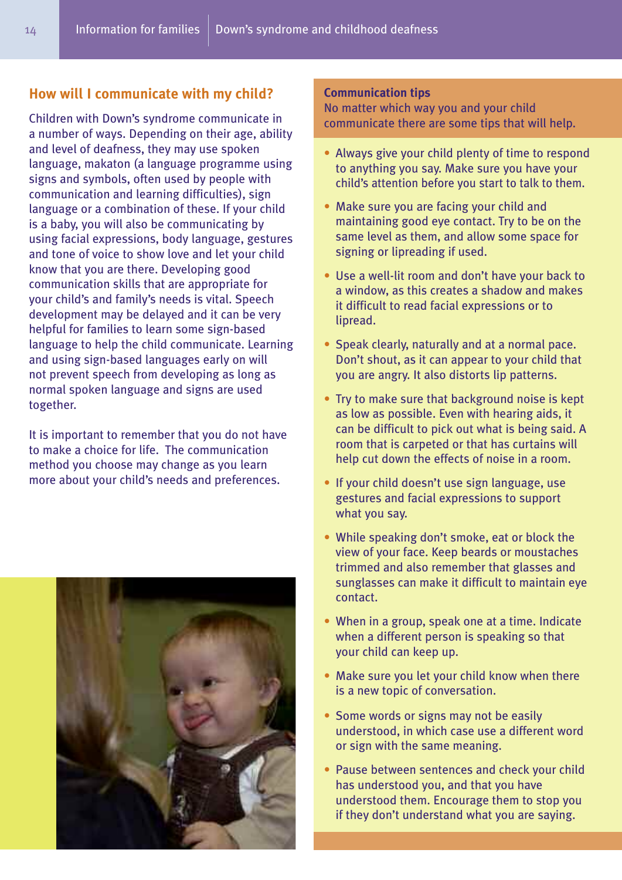## How will I communicate with my child?

Children with Down's syndrome communicate in a number of ways. Depending on their age, ability and level of deafness, they may use spoken language, makaton (a language programme using signs and symbols, often used by people with communication and learning difficulties), sign language or a combination of these. If your child is a baby, you will also be communicating by using facial expressions, body language, gestures and tone of voice to show love and let your child know that you are there. Developing good communication skills that are appropriate for your child's and family's needs is vital. Speech development may be delayed and it can be very helpful for families to learn some sign-based language to help the child communicate. Learning and using sign-based languages early on will not prevent speech from developing as long as normal spoken language and signs are used together.

It is important to remember that you do not have to make a choice for life. The communication method you choose may change as you learn more about your child's needs and preferences.

**Communication tips**

No matter which way you and your child communicate there are some tips that will help.

- Always give your child plenty of time to respond to anything you say. Make sure you have your child's attention before you start to talk to them.
- Make sure you are facing your child and maintaining good eye contact. Try to be on the same level as them, and allow some space for signing or lipreading if used.
- Use a well-lit room and don't have your back to a window, as this creates a shadow and makes it difficult to read facial expressions or to lipread.
- Speak clearly, naturally and at a normal pace. Don't shout, as it can appear to your child that you are angry. It also distorts lip patterns.
- Try to make sure that background noise is kept as low as possible. Even with hearing aids, it can be difficult to pick out what is being said. A room that is carpeted or that has curtains will help cut down the effects of noise in a room.
- If your child doesn't use sign language, use gestures and facial expressions to support what you say.
- While speaking don't smoke, eat or block the view of your face. Keep beards or moustaches trimmed and also remember that glasses and sunglasses can make it difficult to maintain eye contact.
- When in a group, speak one at a time. Indicate when a different person is speaking so that your child can keep up.
- Make sure you let your child know when there is a new topic of conversation.
- Some words or signs may not be easily understood, in which case use a different word or sign with the same meaning.
- Pause between sentences and check your child has understood you, and that you have understood them. Encourage them to stop you if they don't understand what you are saying.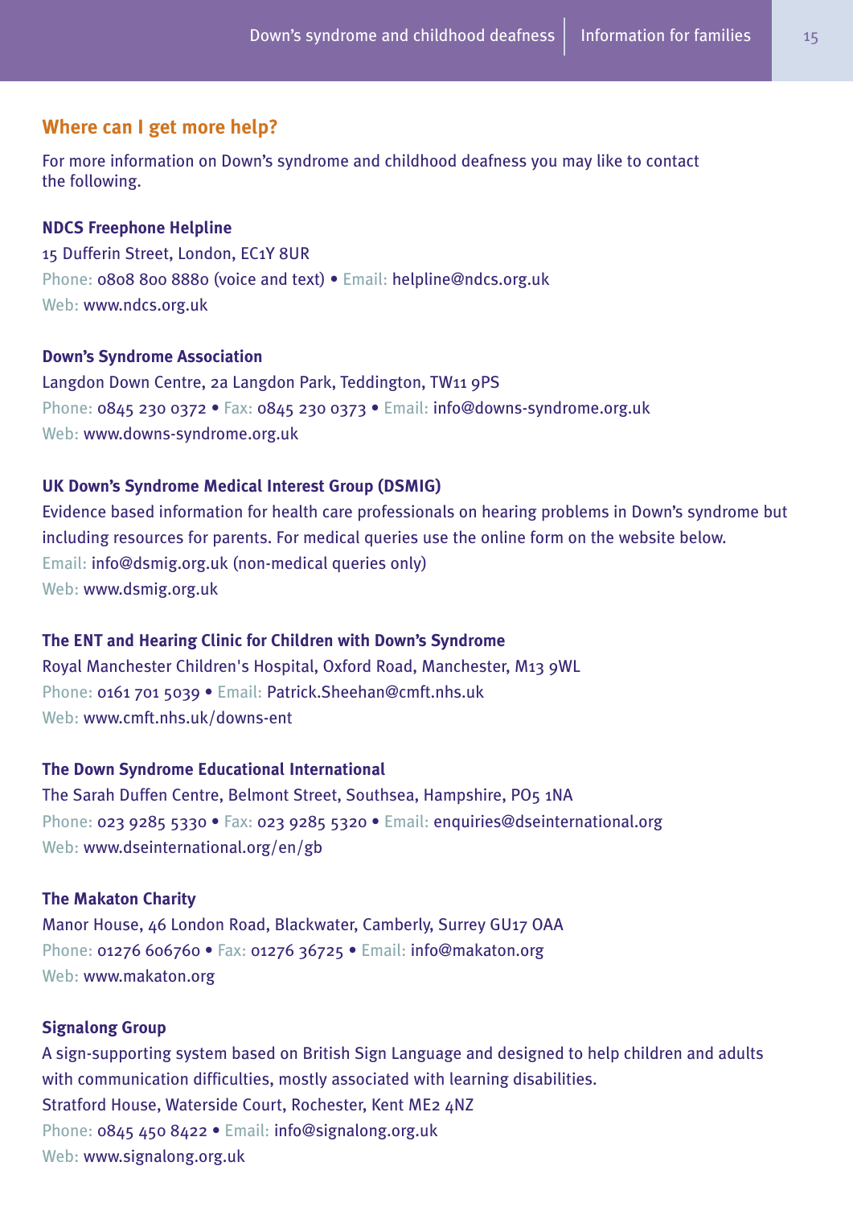## Where can I get more help?

For more information on Down's syndrome and childhood deafness you may like to contact the following.

**NDCS Freephone Helpline**
15 Dufferin Street, London, EC1Y 8UR
Phone: 0808 800 8880 (voice and text) • Email: helpline@ndcs.org.uk
Web: www.ndcs.org.uk

**Down's Syndrome Association**
Langdon Down Centre, 2a Langdon Park, Teddington, TW11 9PS
Phone: 0845 230 0372 • Fax: 0845 230 0373 • Email: info@downs-syndrome.org.uk
Web: www.downs-syndrome.org.uk

**UK Down's Syndrome Medical Interest Group (DSMIG)**
Evidence based information for health care professionals on hearing problems in Down's syndrome but including resources for parents. For medical queries use the online form on the website below.
Email: info@dsmig.org.uk (non-medical queries only)
Web: www.dsmig.org.uk

**The ENT and Hearing Clinic for Children with Down's Syndrome**
Royal Manchester Children's Hospital, Oxford Road, Manchester, M13 9WL
Phone: 0161 701 5039 • Email: Patrick.Sheehan@cmft.nhs.uk
Web: www.cmft.nhs.uk/downs-ent

**The Down Syndrome Educational International**
The Sarah Duffen Centre, Belmont Street, Southsea, Hampshire, PO5 1NA
Phone: 023 9285 5330 • Fax: 023 9285 5320 • Email: enquiries@dseinternational.org
Web: www.dseinternational.org/en/gb

**The Makaton Charity**
Manor House, 46 London Road, Blackwater, Camberly, Surrey GU17 OAA
Phone: 01276 606760 • Fax: 01276 36725 • Email: info@makaton.org
Web: www.makaton.org

**Signalong Group**
A sign-supporting system based on British Sign Language and designed to help children and adults with communication difficulties, mostly associated with learning disabilities.
Stratford House, Waterside Court, Rochester, Kent ME2 4NZ
Phone: 0845 450 8422 • Email: info@signalong.org.uk
Web: www.signalong.org.uk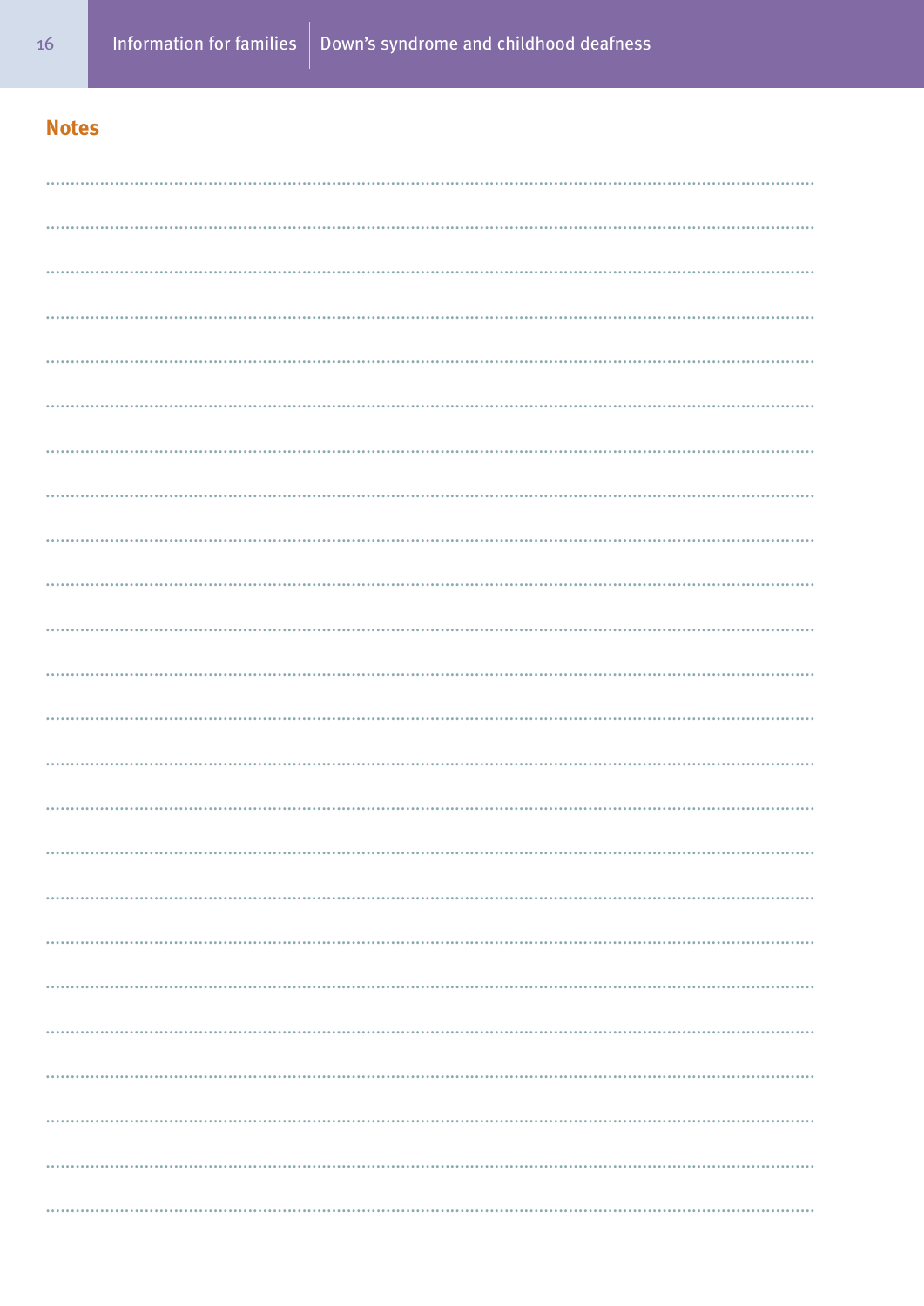## Notes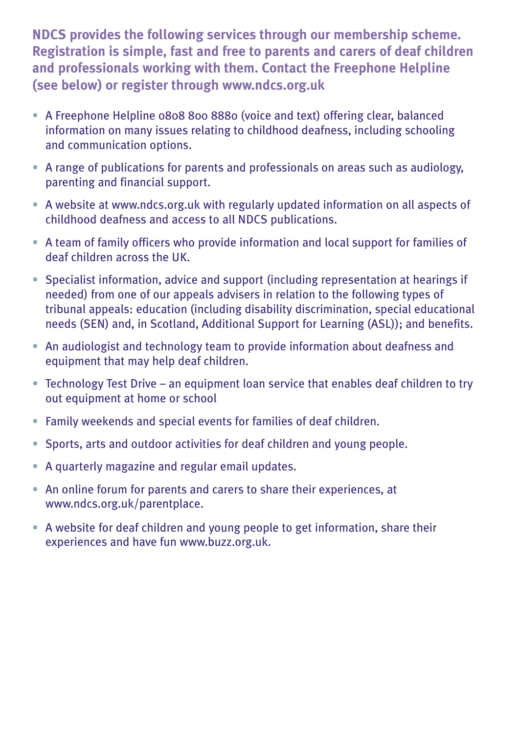**NDCS provides the following services through our membership scheme. Registration is simple, fast and free to parents and carers of deaf children and professionals working with them. Contact the Freephone Helpline (see below) or register through www.ndcs.org.uk**

- A Freephone Helpline 0808 800 8880 (voice and text) offering clear, balanced information on many issues relating to childhood deafness, including schooling and communication options.
- A range of publications for parents and professionals on areas such as audiology, parenting and financial support.
- A website at www.ndcs.org.uk with regularly updated information on all aspects of childhood deafness and access to all NDCS publications.
- A team of family officers who provide information and local support for families of deaf children across the UK.
- Specialist information, advice and support (including representation at hearings if needed) from one of our appeals advisers in relation to the following types of tribunal appeals: education (including disability discrimination, special educational needs (SEN) and, in Scotland, Additional Support for Learning (ASL)); and benefits.
- An audiologist and technology team to provide information about deafness and equipment that may help deaf children.
- Technology Test Drive – an equipment loan service that enables deaf children to try out equipment at home or school
- Family weekends and special events for families of deaf children.
- Sports, arts and outdoor activities for deaf children and young people.
- A quarterly magazine and regular email updates.
- An online forum for parents and carers to share their experiences, at www.ndcs.org.uk/parentplace.
- A website for deaf children and young people to get information, share their experiences and have fun www.buzz.org.uk.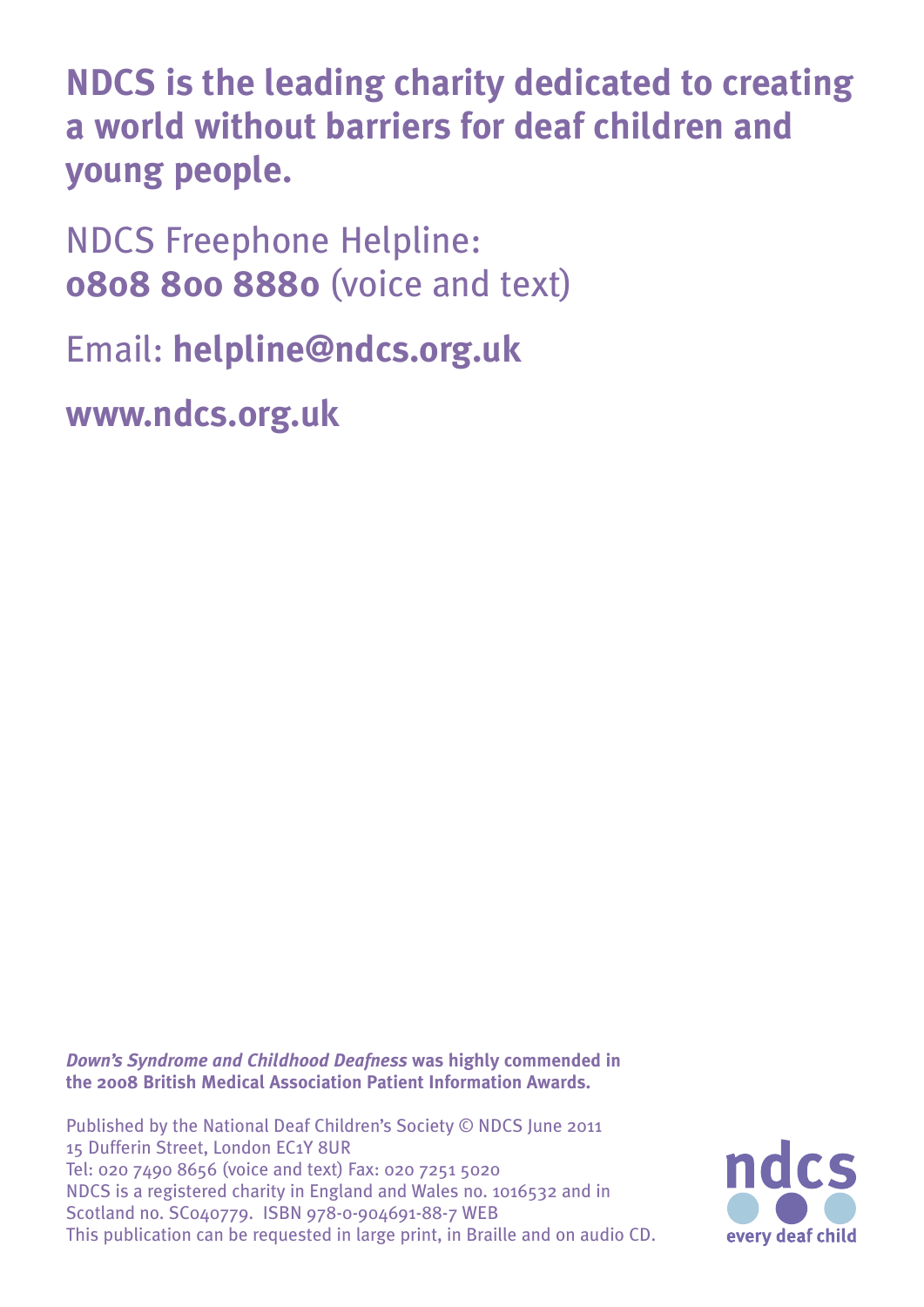**NDCS is the leading charity dedicated to creating a world without barriers for deaf children and young people.**

NDCS Freephone Helpline:
**0808 800 8880** (voice and text)

Email: **helpline@ndcs.org.uk**

**www.ndcs.org.uk**

***Down's Syndrome and Childhood Deafness*** **was highly commended in the 2008 British Medical Association Patient Information Awards.**

Published by the National Deaf Children's Society © NDCS June 2011
15 Dufferin Street, London EC1Y 8UR
Tel: 020 7490 8656 (voice and text) Fax: 020 7251 5020
NDCS is a registered charity in England and Wales no. 1016532 and in Scotland no. SC040779. ISBN 978-0-904691-88-7 WEB
This publication can be requested in large print, in Braille and on audio CD.

ndcs
every deaf child